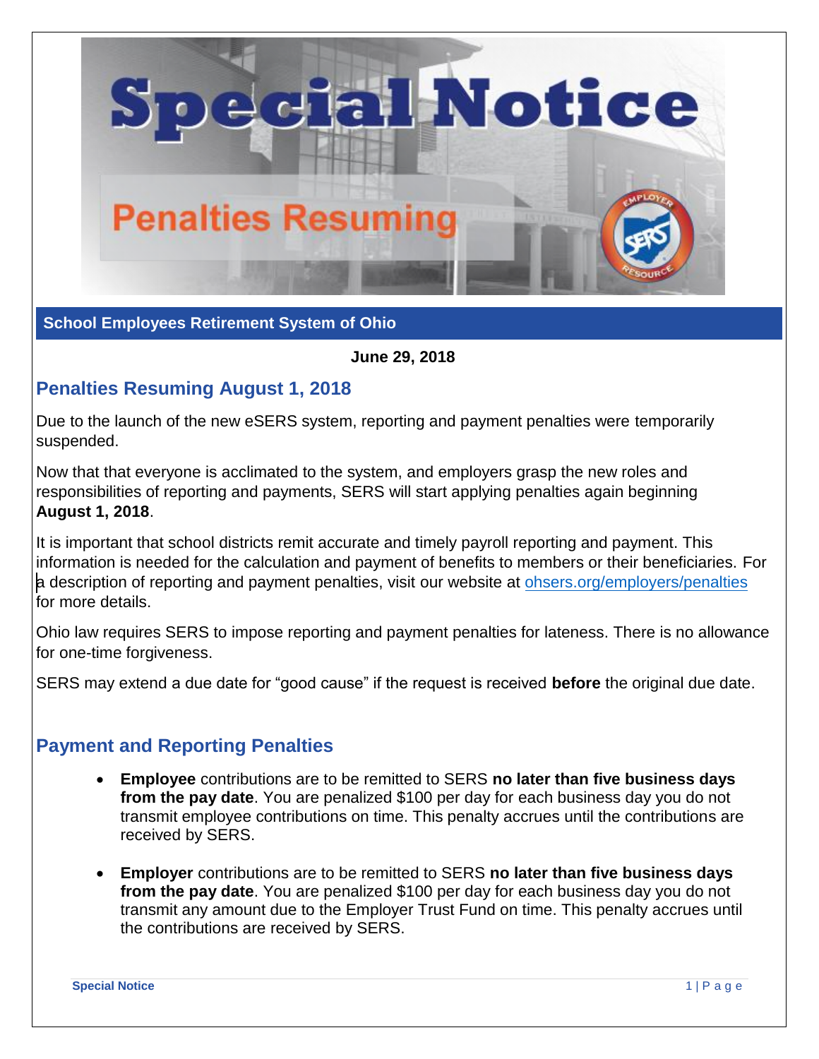# Special Notice

## Penalties Resuming

**School Employees Retirement System of Ohio**

**June 29, 2018**

## Penalties Resuming August 1, 2018

Due to the launch of the new eSERS system, reporting and payment penalties were temporarily suspended.

Now that that everyone is acclimated to the system, and employers grasp the new roles and responsibilities of reporting and payments, SERS will start applying penalties again beginning **August 1, 2018**.

It is important that school districts remit accurate and timely payroll reporting and payment. This information is needed for the calculation and payment of benefits to members or their beneficiaries. For a description of reporting and payment penalties, visit our website at ohsers.org/employers/penalties for more details.

Ohio law requires SERS to impose reporting and payment penalties for lateness. There is no allowance for one-time forgiveness.

SERS may extend a due date for "good cause" if the request is received **before** the original due date.

## Payment and Reporting Penalties

- **Employee** contributions are to be remitted to SERS **no later than five business days from the pay date**. You are penalized $100 per day for each business day you do not transmit employee contributions on time. This penalty accrues until the contributions are received by SERS.
- **Employer** contributions are to be remitted to SERS **no later than five business days from the pay date**. You are penalized $100 per day for each business day you do not transmit any amount due to the Employer Trust Fund on time. This penalty accrues until the contributions are received by SERS.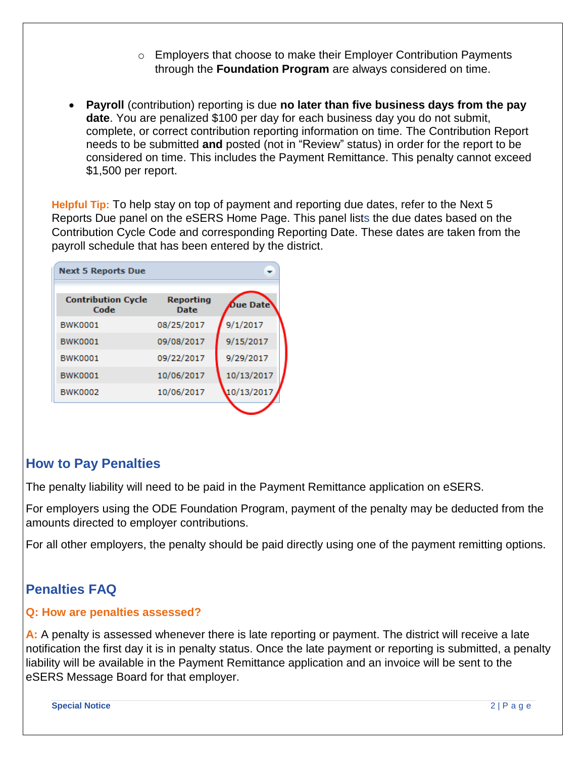- Employers that choose to make their Employer Contribution Payments through the **Foundation Program** are always considered on time.

- **Payroll** (contribution) reporting is due **no later than five business days from the pay date**. You are penalized $100 per day for each business day you do not submit, complete, or correct contribution reporting information on time. The Contribution Report needs to be submitted **and** posted (not in "Review" status) in order for the report to be considered on time. This includes the Payment Remittance. This penalty cannot exceed $1,500 per report.

**Helpful Tip:** To help stay on top of payment and reporting due dates, refer to the Next 5 Reports Due panel on the eSERS Home Page. This panel lists the due dates based on the Contribution Cycle Code and corresponding Reporting Date. These dates are taken from the payroll schedule that has been entered by the district.

**Next 5 Reports Due**

| Contribution Cycle Code | Reporting Date | Due Date |
|---|---|---|
| BWK0001 | 08/25/2017 | 9/1/2017 |
| BWK0001 | 09/08/2017 | 9/15/2017 |
| BWK0001 | 09/22/2017 | 9/29/2017 |
| BWK0001 | 10/06/2017 | 10/13/2017 |
| BWK0002 | 10/06/2017 | 10/13/2017 |

## How to Pay Penalties

The penalty liability will need to be paid in the Payment Remittance application on eSERS.

For employers using the ODE Foundation Program, payment of the penalty may be deducted from the amounts directed to employer contributions.

For all other employers, the penalty should be paid directly using one of the payment remitting options.

## Penalties FAQ

### Q: How are penalties assessed?

**A:** A penalty is assessed whenever there is late reporting or payment. The district will receive a late notification the first day it is in penalty status. Once the late payment or reporting is submitted, a penalty liability will be available in the Payment Remittance application and an invoice will be sent to the eSERS Message Board for that employer.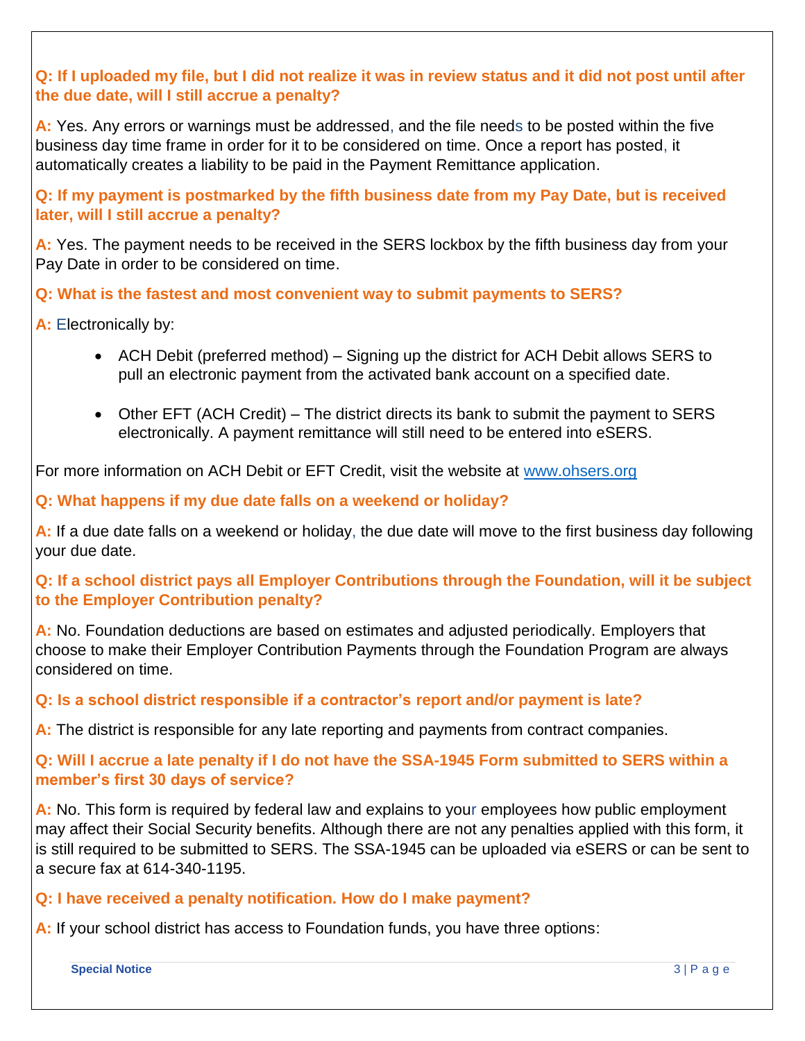**Q: If I uploaded my file, but I did not realize it was in review status and it did not post until after the due date, will I still accrue a penalty?**

**A:** Yes. Any errors or warnings must be addressed, and the file needs to be posted within the five business day time frame in order for it to be considered on time. Once a report has posted, it automatically creates a liability to be paid in the Payment Remittance application.

**Q: If my payment is postmarked by the fifth business date from my Pay Date, but is received later, will I still accrue a penalty?**

**A:** Yes. The payment needs to be received in the SERS lockbox by the fifth business day from your Pay Date in order to be considered on time.

**Q: What is the fastest and most convenient way to submit payments to SERS?**

**A:** Electronically by:

- ACH Debit (preferred method) – Signing up the district for ACH Debit allows SERS to pull an electronic payment from the activated bank account on a specified date.
- Other EFT (ACH Credit) – The district directs its bank to submit the payment to SERS electronically. A payment remittance will still need to be entered into eSERS.

For more information on ACH Debit or EFT Credit, visit the website at [www.ohsers.org](www.ohsers.org)

**Q: What happens if my due date falls on a weekend or holiday?**

**A:** If a due date falls on a weekend or holiday, the due date will move to the first business day following your due date.

**Q: If a school district pays all Employer Contributions through the Foundation, will it be subject to the Employer Contribution penalty?**

**A:** No. Foundation deductions are based on estimates and adjusted periodically. Employers that choose to make their Employer Contribution Payments through the Foundation Program are always considered on time.

**Q: Is a school district responsible if a contractor's report and/or payment is late?**

**A:** The district is responsible for any late reporting and payments from contract companies.

**Q: Will I accrue a late penalty if I do not have the SSA-1945 Form submitted to SERS within a member's first 30 days of service?**

**A:** No. This form is required by federal law and explains to your employees how public employment may affect their Social Security benefits. Although there are not any penalties applied with this form, it is still required to be submitted to SERS. The SSA-1945 can be uploaded via eSERS or can be sent to a secure fax at 614-340-1195.

**Q: I have received a penalty notification. How do I make payment?**

**A:** If your school district has access to Foundation funds, you have three options: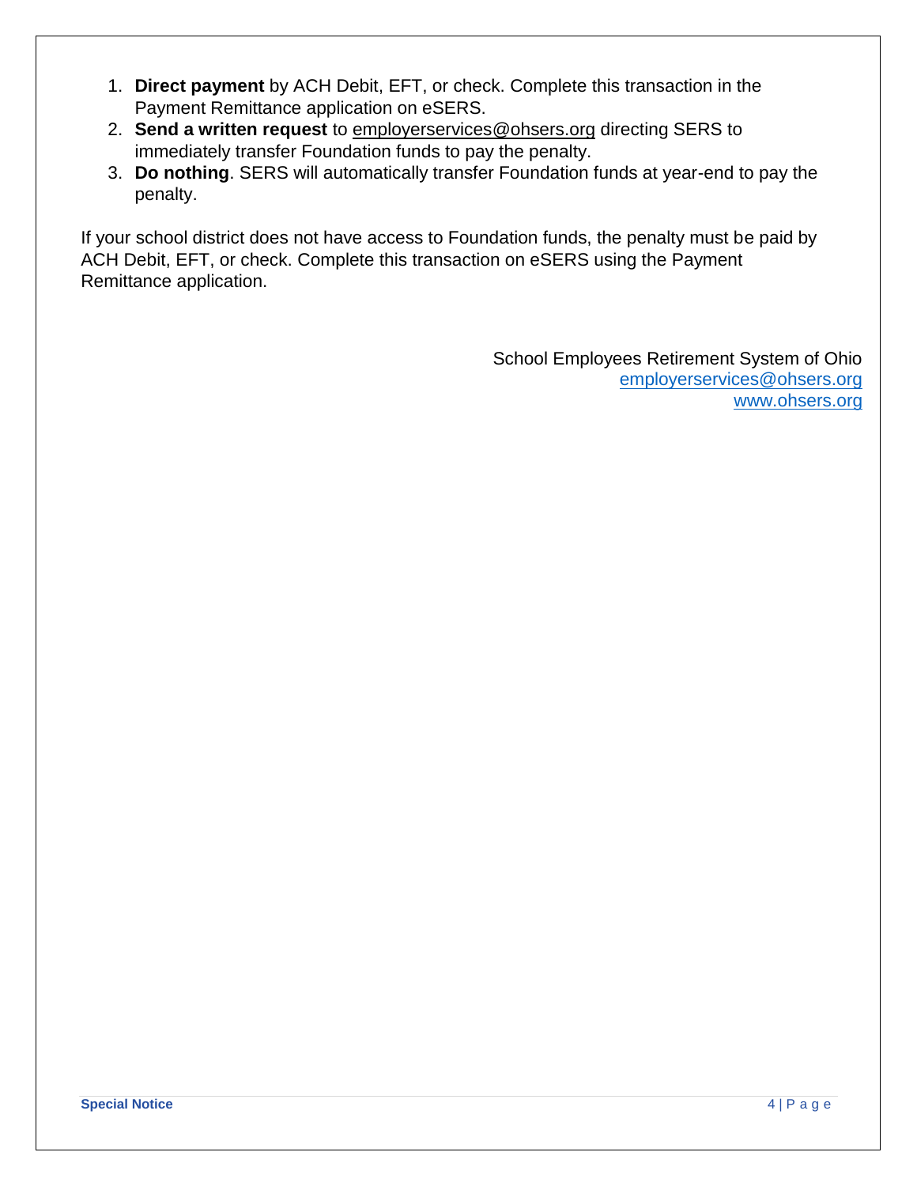1. **Direct payment** by ACH Debit, EFT, or check. Complete this transaction in the Payment Remittance application on eSERS.
2. **Send a written request** to employerservices@ohsers.org directing SERS to immediately transfer Foundation funds to pay the penalty.
3. **Do nothing**. SERS will automatically transfer Foundation funds at year-end to pay the penalty.

If your school district does not have access to Foundation funds, the penalty must be paid by ACH Debit, EFT, or check. Complete this transaction on eSERS using the Payment Remittance application.

School Employees Retirement System of Ohio
employerservices@ohsers.org
www.ohsers.org